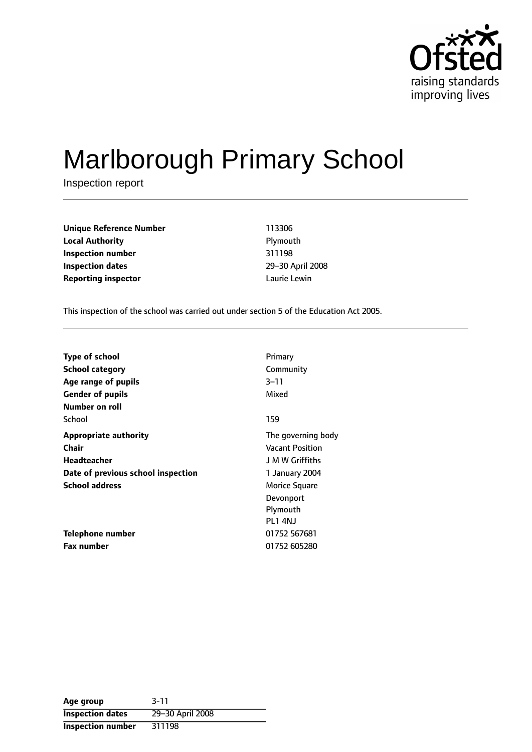# Marlborough Primary School

Inspection report

| | |
|---|---|
| **Unique Reference Number** | 113306 |
| **Local Authority** | Plymouth |
| **Inspection number** | 311198 |
| **Inspection dates** | 29–30 April 2008 |
| **Reporting inspector** | Laurie Lewin |

This inspection of the school was carried out under section 5 of the Education Act 2005.

| | |
|---|---|
| **Type of school** | Primary |
| **School category** | Community |
| **Age range of pupils** | 3–11 |
| **Gender of pupils** | Mixed |
| **Number on roll** | |
| School | 159 |
| **Appropriate authority** | The governing body |
| **Chair** | Vacant Position |
| **Headteacher** | J M W Griffiths |
| **Date of previous school inspection** | 1 January 2004 |
| **School address** | Morice Square<br>Devonport<br>Plymouth<br>PL1 4NJ |
| **Telephone number** | 01752 567681 |
| **Fax number** | 01752 605280 |

| | |
|---|---|
| **Age group** | 3-11 |
| **Inspection dates** | 29–30 April 2008 |
| **Inspection number** | 311198 |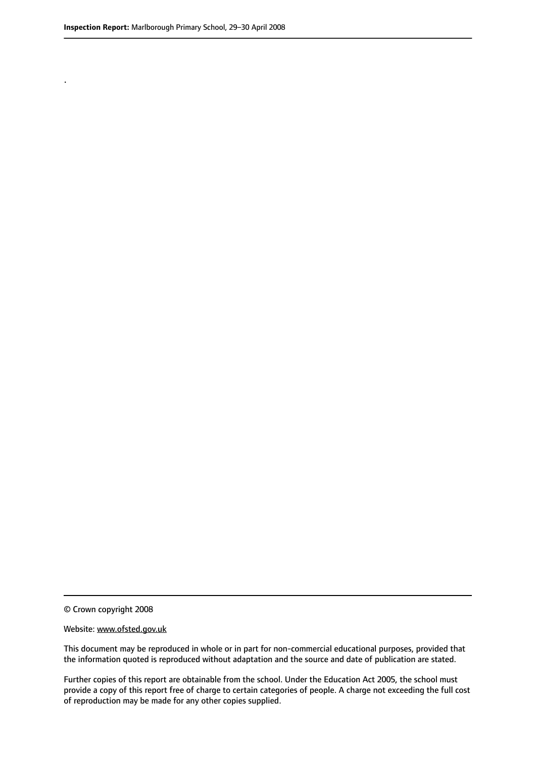.

© Crown copyright 2008

Website: www.ofsted.gov.uk

This document may be reproduced in whole or in part for non-commercial educational purposes, provided that the information quoted is reproduced without adaptation and the source and date of publication are stated.

Further copies of this report are obtainable from the school. Under the Education Act 2005, the school must provide a copy of this report free of charge to certain categories of people. A charge not exceeding the full cost of reproduction may be made for any other copies supplied.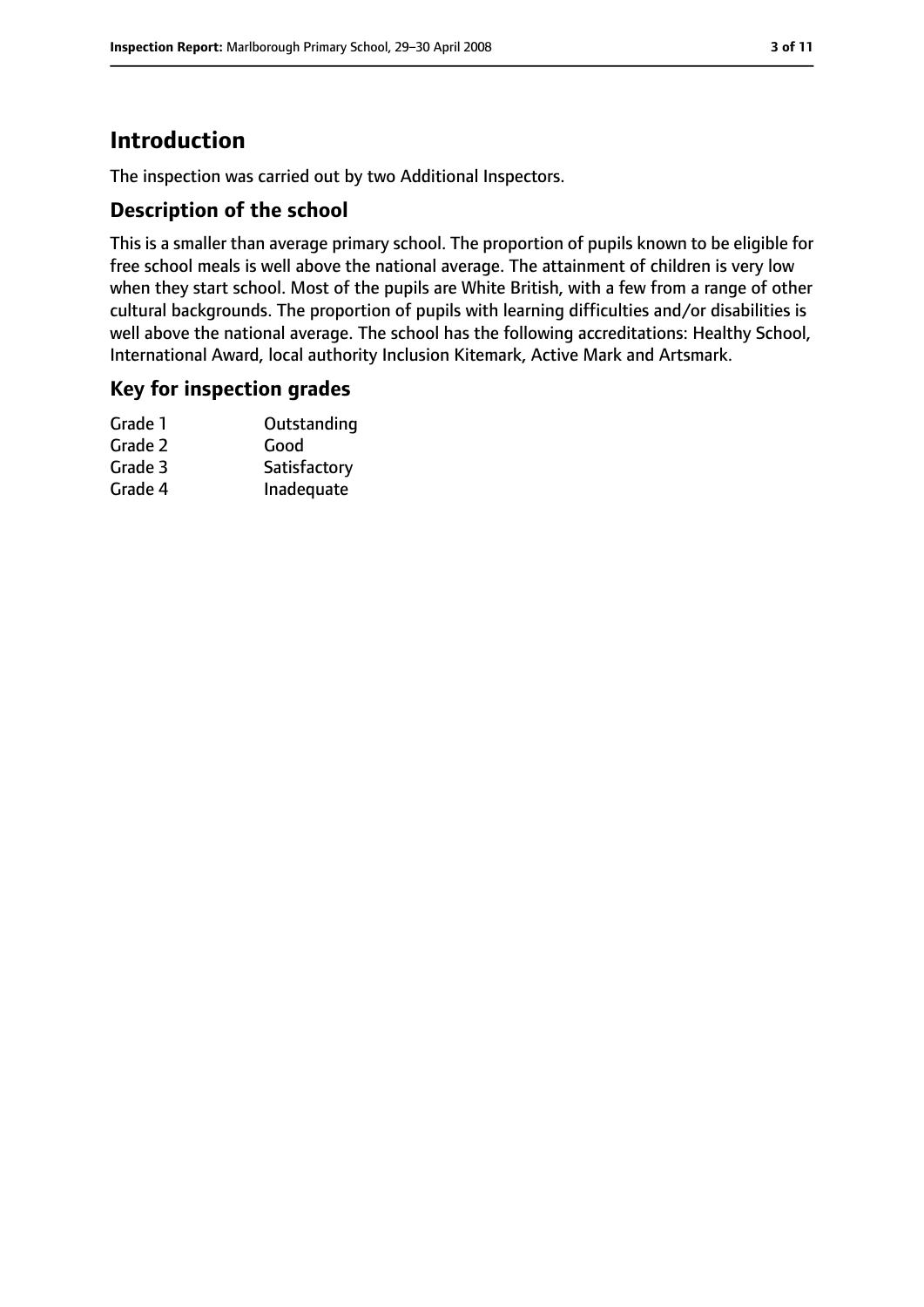# Introduction

The inspection was carried out by two Additional Inspectors.

## Description of the school

This is a smaller than average primary school. The proportion of pupils known to be eligible for free school meals is well above the national average. The attainment of children is very low when they start school. Most of the pupils are White British, with a few from a range of other cultural backgrounds. The proportion of pupils with learning difficulties and/or disabilities is well above the national average. The school has the following accreditations: Healthy School, International Award, local authority Inclusion Kitemark, Active Mark and Artsmark.

## Key for inspection grades

| | |
|---|---|
| Grade 1 | Outstanding |
| Grade 2 | Good |
| Grade 3 | Satisfactory |
| Grade 4 | Inadequate |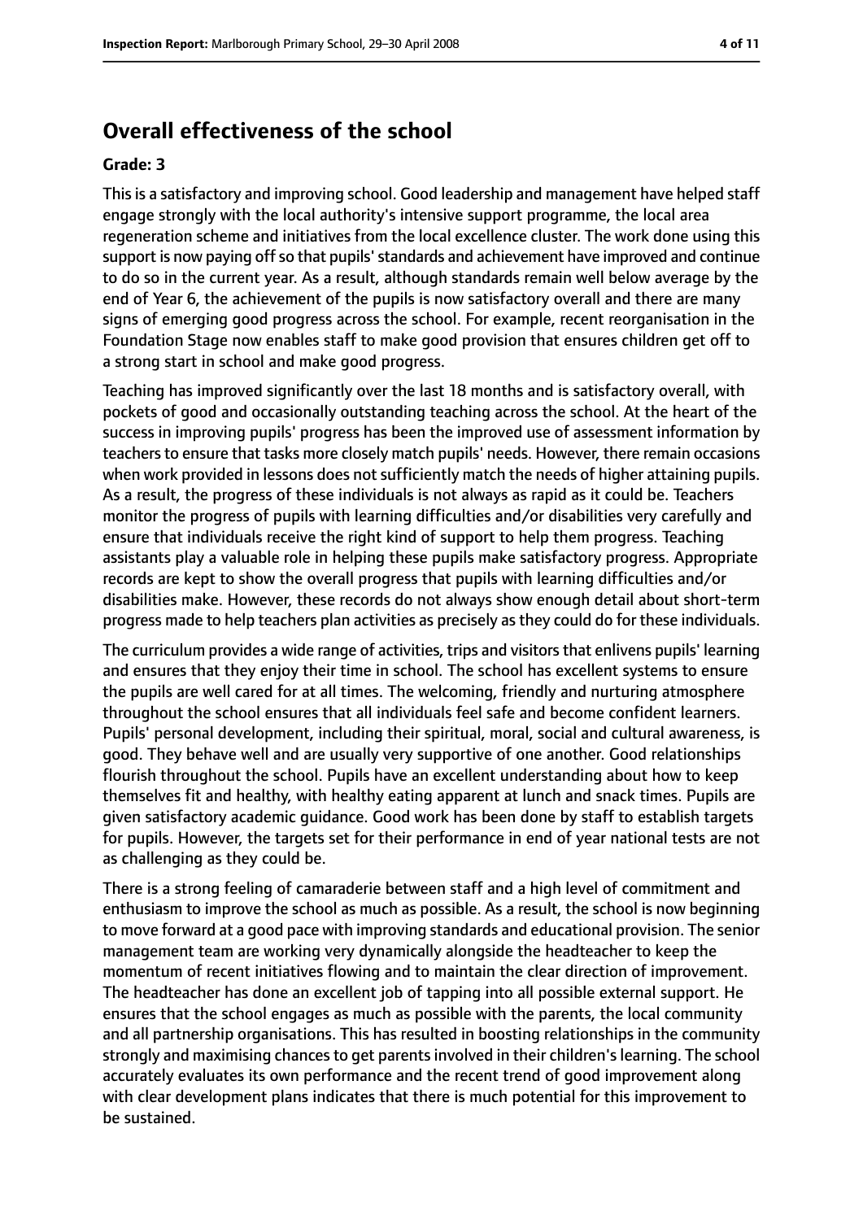## Overall effectiveness of the school

**Grade: 3**

This is a satisfactory and improving school. Good leadership and management have helped staff engage strongly with the local authority's intensive support programme, the local area regeneration scheme and initiatives from the local excellence cluster. The work done using this support is now paying off so that pupils' standards and achievement have improved and continue to do so in the current year. As a result, although standards remain well below average by the end of Year 6, the achievement of the pupils is now satisfactory overall and there are many signs of emerging good progress across the school. For example, recent reorganisation in the Foundation Stage now enables staff to make good provision that ensures children get off to a strong start in school and make good progress.

Teaching has improved significantly over the last 18 months and is satisfactory overall, with pockets of good and occasionally outstanding teaching across the school. At the heart of the success in improving pupils' progress has been the improved use of assessment information by teachers to ensure that tasks more closely match pupils' needs. However, there remain occasions when work provided in lessons does not sufficiently match the needs of higher attaining pupils. As a result, the progress of these individuals is not always as rapid as it could be. Teachers monitor the progress of pupils with learning difficulties and/or disabilities very carefully and ensure that individuals receive the right kind of support to help them progress. Teaching assistants play a valuable role in helping these pupils make satisfactory progress. Appropriate records are kept to show the overall progress that pupils with learning difficulties and/or disabilities make. However, these records do not always show enough detail about short-term progress made to help teachers plan activities as precisely as they could do for these individuals.

The curriculum provides a wide range of activities, trips and visitors that enlivens pupils' learning and ensures that they enjoy their time in school. The school has excellent systems to ensure the pupils are well cared for at all times. The welcoming, friendly and nurturing atmosphere throughout the school ensures that all individuals feel safe and become confident learners. Pupils' personal development, including their spiritual, moral, social and cultural awareness, is good. They behave well and are usually very supportive of one another. Good relationships flourish throughout the school. Pupils have an excellent understanding about how to keep themselves fit and healthy, with healthy eating apparent at lunch and snack times. Pupils are given satisfactory academic guidance. Good work has been done by staff to establish targets for pupils. However, the targets set for their performance in end of year national tests are not as challenging as they could be.

There is a strong feeling of camaraderie between staff and a high level of commitment and enthusiasm to improve the school as much as possible. As a result, the school is now beginning to move forward at a good pace with improving standards and educational provision. The senior management team are working very dynamically alongside the headteacher to keep the momentum of recent initiatives flowing and to maintain the clear direction of improvement. The headteacher has done an excellent job of tapping into all possible external support. He ensures that the school engages as much as possible with the parents, the local community and all partnership organisations. This has resulted in boosting relationships in the community strongly and maximising chances to get parents involved in their children's learning. The school accurately evaluates its own performance and the recent trend of good improvement along with clear development plans indicates that there is much potential for this improvement to be sustained.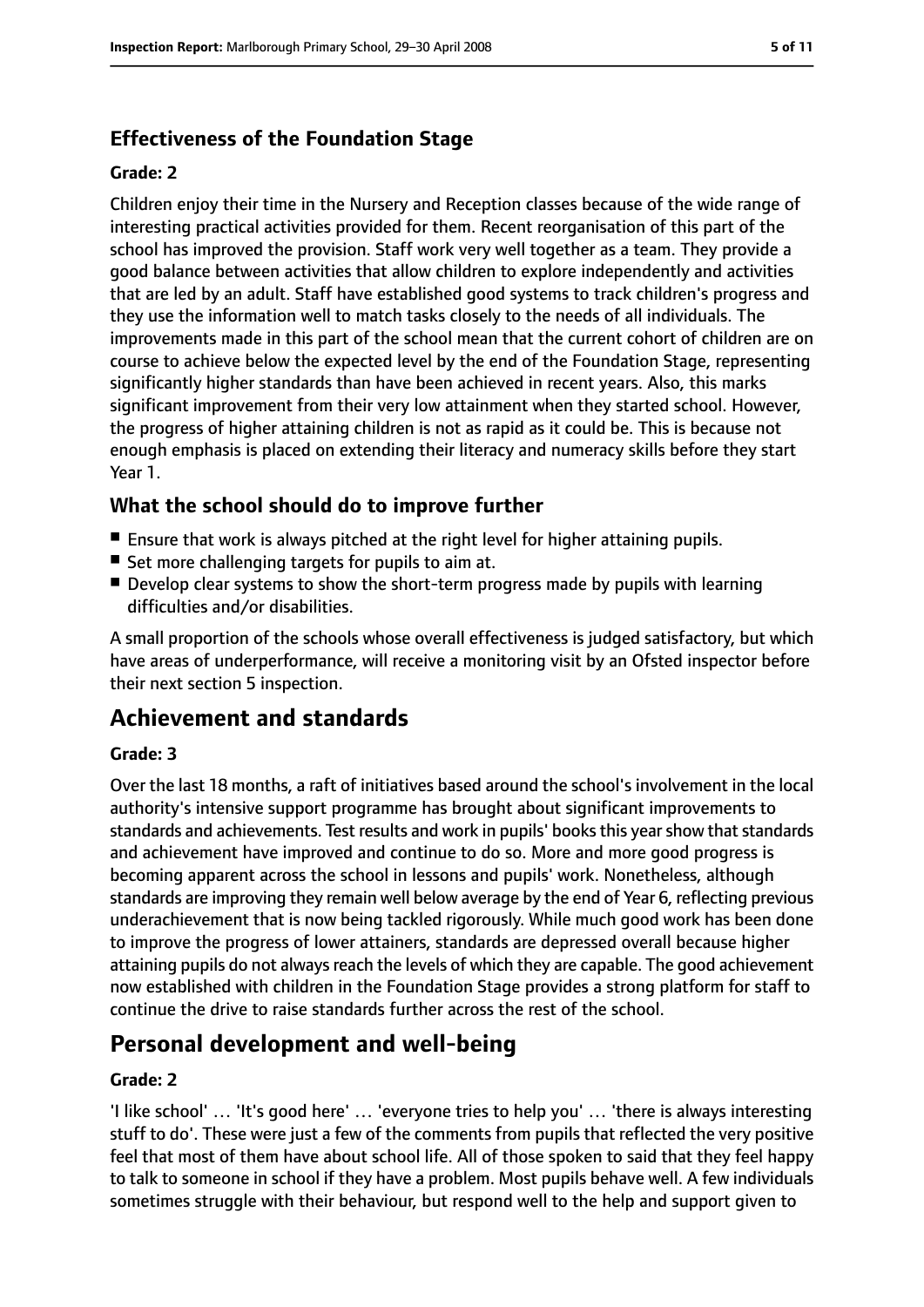### Effectiveness of the Foundation Stage

#### Grade: 2

Children enjoy their time in the Nursery and Reception classes because of the wide range of interesting practical activities provided for them. Recent reorganisation of this part of the school has improved the provision. Staff work very well together as a team. They provide a good balance between activities that allow children to explore independently and activities that are led by an adult. Staff have established good systems to track children's progress and they use the information well to match tasks closely to the needs of all individuals. The improvements made in this part of the school mean that the current cohort of children are on course to achieve below the expected level by the end of the Foundation Stage, representing significantly higher standards than have been achieved in recent years. Also, this marks significant improvement from their very low attainment when they started school. However, the progress of higher attaining children is not as rapid as it could be. This is because not enough emphasis is placed on extending their literacy and numeracy skills before they start Year 1.

### What the school should do to improve further

- Ensure that work is always pitched at the right level for higher attaining pupils.
- Set more challenging targets for pupils to aim at.
- Develop clear systems to show the short-term progress made by pupils with learning difficulties and/or disabilities.

A small proportion of the schools whose overall effectiveness is judged satisfactory, but which have areas of underperformance, will receive a monitoring visit by an Ofsted inspector before their next section 5 inspection.

## Achievement and standards

#### Grade: 3

Over the last 18 months, a raft of initiatives based around the school's involvement in the local authority's intensive support programme has brought about significant improvements to standards and achievements. Test results and work in pupils' books this year show that standards and achievement have improved and continue to do so. More and more good progress is becoming apparent across the school in lessons and pupils' work. Nonetheless, although standards are improving they remain well below average by the end of Year 6, reflecting previous underachievement that is now being tackled rigorously. While much good work has been done to improve the progress of lower attainers, standards are depressed overall because higher attaining pupils do not always reach the levels of which they are capable. The good achievement now established with children in the Foundation Stage provides a strong platform for staff to continue the drive to raise standards further across the rest of the school.

## Personal development and well-being

#### Grade: 2

'I like school' … 'It's good here' … 'everyone tries to help you' … 'there is always interesting stuff to do'. These were just a few of the comments from pupils that reflected the very positive feel that most of them have about school life. All of those spoken to said that they feel happy to talk to someone in school if they have a problem. Most pupils behave well. A few individuals sometimes struggle with their behaviour, but respond well to the help and support given to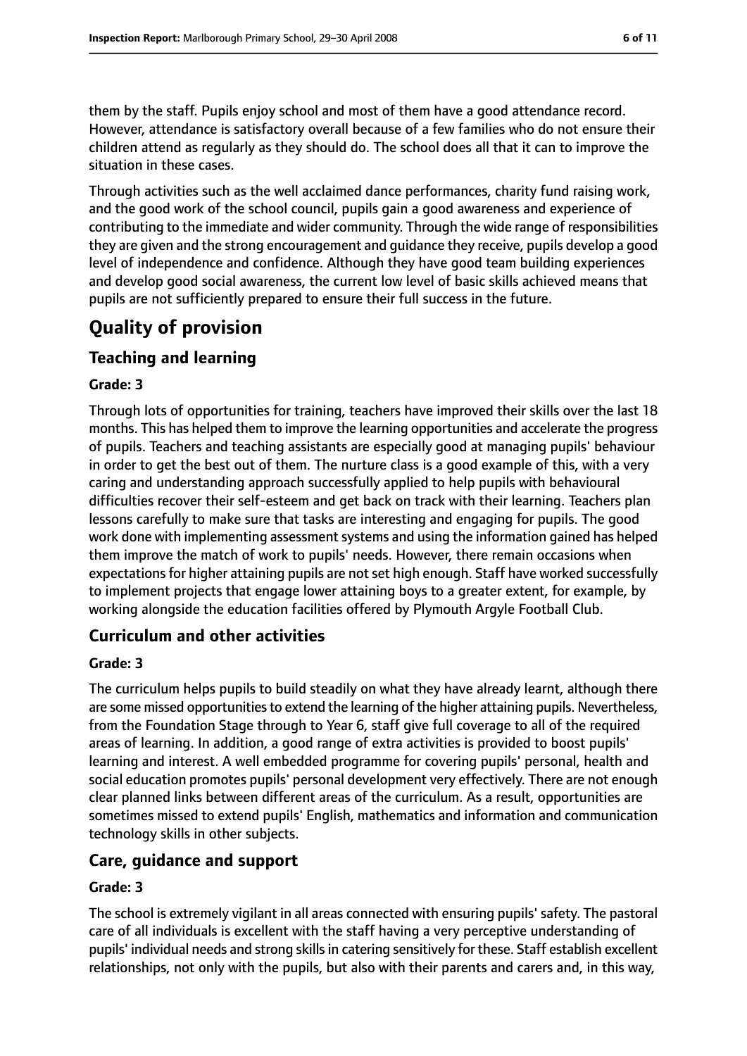them by the staff. Pupils enjoy school and most of them have a good attendance record. However, attendance is satisfactory overall because of a few families who do not ensure their children attend as regularly as they should do. The school does all that it can to improve the situation in these cases.

Through activities such as the well acclaimed dance performances, charity fund raising work, and the good work of the school council, pupils gain a good awareness and experience of contributing to the immediate and wider community. Through the wide range of responsibilities they are given and the strong encouragement and guidance they receive, pupils develop a good level of independence and confidence. Although they have good team building experiences and develop good social awareness, the current low level of basic skills achieved means that pupils are not sufficiently prepared to ensure their full success in the future.

# Quality of provision

## Teaching and learning

### Grade: 3

Through lots of opportunities for training, teachers have improved their skills over the last 18 months. This has helped them to improve the learning opportunities and accelerate the progress of pupils. Teachers and teaching assistants are especially good at managing pupils' behaviour in order to get the best out of them. The nurture class is a good example of this, with a very caring and understanding approach successfully applied to help pupils with behavioural difficulties recover their self-esteem and get back on track with their learning. Teachers plan lessons carefully to make sure that tasks are interesting and engaging for pupils. The good work done with implementing assessment systems and using the information gained has helped them improve the match of work to pupils' needs. However, there remain occasions when expectations for higher attaining pupils are not set high enough. Staff have worked successfully to implement projects that engage lower attaining boys to a greater extent, for example, by working alongside the education facilities offered by Plymouth Argyle Football Club.

## Curriculum and other activities

### Grade: 3

The curriculum helps pupils to build steadily on what they have already learnt, although there are some missed opportunities to extend the learning of the higher attaining pupils. Nevertheless, from the Foundation Stage through to Year 6, staff give full coverage to all of the required areas of learning. In addition, a good range of extra activities is provided to boost pupils' learning and interest. A well embedded programme for covering pupils' personal, health and social education promotes pupils' personal development very effectively. There are not enough clear planned links between different areas of the curriculum. As a result, opportunities are sometimes missed to extend pupils' English, mathematics and information and communication technology skills in other subjects.

## Care, guidance and support

### Grade: 3

The school is extremely vigilant in all areas connected with ensuring pupils' safety. The pastoral care of all individuals is excellent with the staff having a very perceptive understanding of pupils' individual needs and strong skills in catering sensitively for these. Staff establish excellent relationships, not only with the pupils, but also with their parents and carers and, in this way,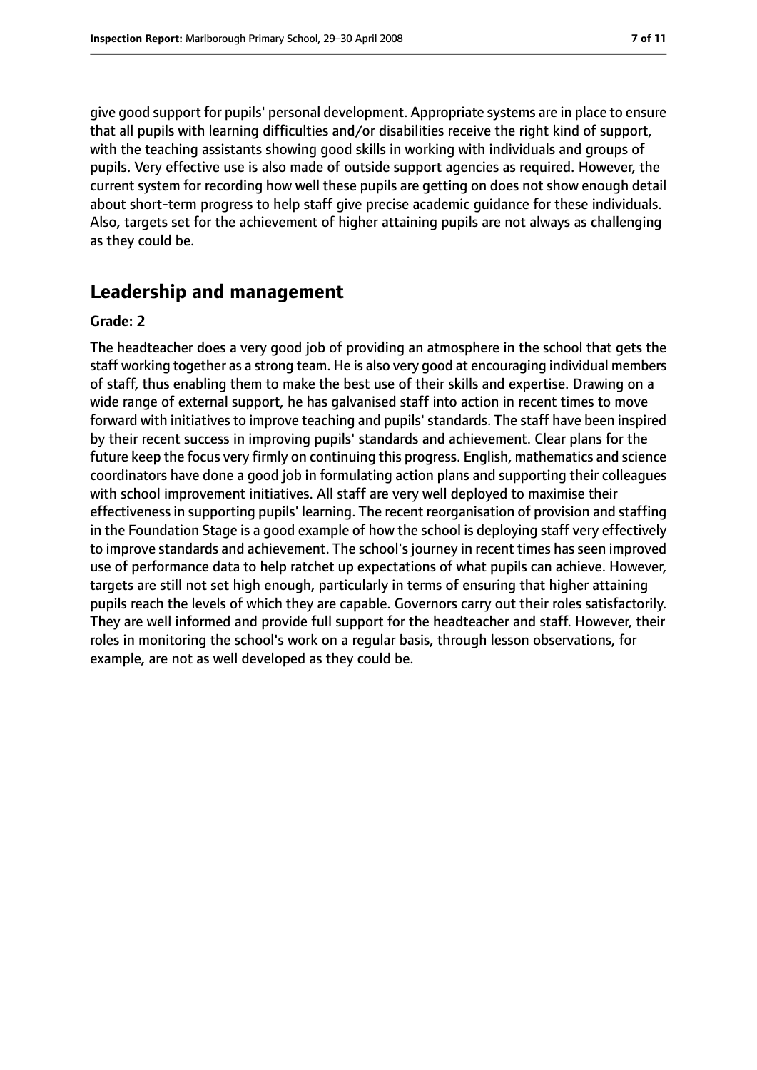give good support for pupils' personal development. Appropriate systems are in place to ensure that all pupils with learning difficulties and/or disabilities receive the right kind of support, with the teaching assistants showing good skills in working with individuals and groups of pupils. Very effective use is also made of outside support agencies as required. However, the current system for recording how well these pupils are getting on does not show enough detail about short-term progress to help staff give precise academic guidance for these individuals. Also, targets set for the achievement of higher attaining pupils are not always as challenging as they could be.

## Leadership and management

**Grade: 2**

The headteacher does a very good job of providing an atmosphere in the school that gets the staff working together as a strong team. He is also very good at encouraging individual members of staff, thus enabling them to make the best use of their skills and expertise. Drawing on a wide range of external support, he has galvanised staff into action in recent times to move forward with initiatives to improve teaching and pupils' standards. The staff have been inspired by their recent success in improving pupils' standards and achievement. Clear plans for the future keep the focus very firmly on continuing this progress. English, mathematics and science coordinators have done a good job in formulating action plans and supporting their colleagues with school improvement initiatives. All staff are very well deployed to maximise their effectiveness in supporting pupils' learning. The recent reorganisation of provision and staffing in the Foundation Stage is a good example of how the school is deploying staff very effectively to improve standards and achievement. The school's journey in recent times has seen improved use of performance data to help ratchet up expectations of what pupils can achieve. However, targets are still not set high enough, particularly in terms of ensuring that higher attaining pupils reach the levels of which they are capable. Governors carry out their roles satisfactorily. They are well informed and provide full support for the headteacher and staff. However, their roles in monitoring the school's work on a regular basis, through lesson observations, for example, are not as well developed as they could be.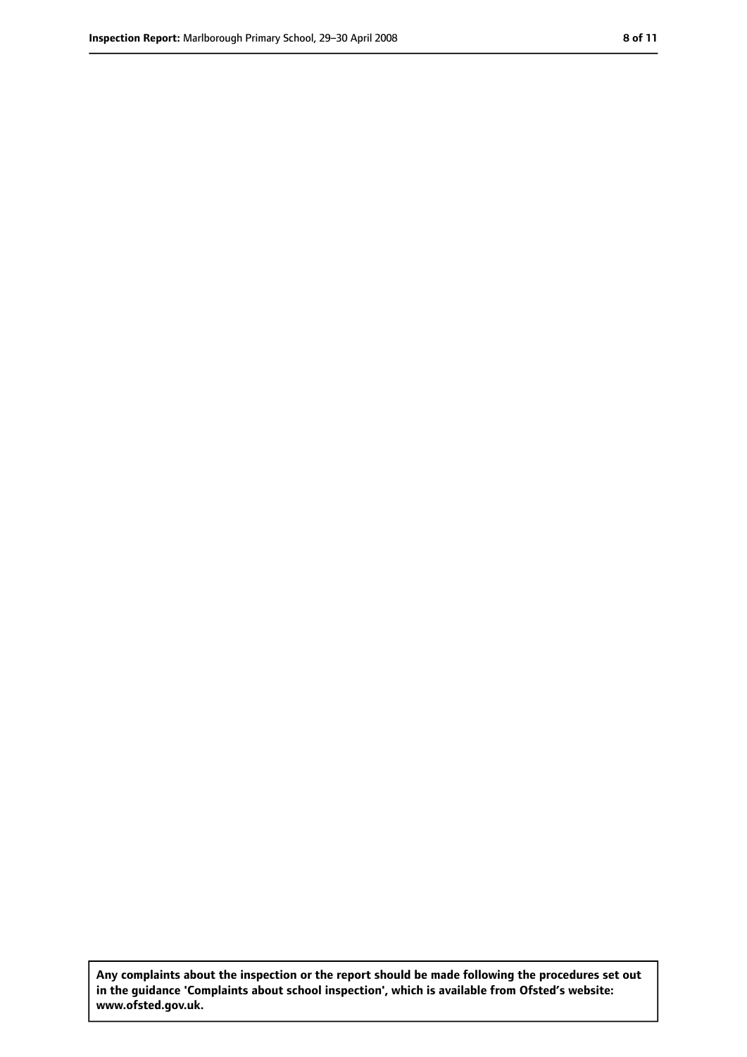**Any complaints about the inspection or the report should be made following the procedures set out in the guidance 'Complaints about school inspection', which is available from Ofsted's website: www.ofsted.gov.uk.**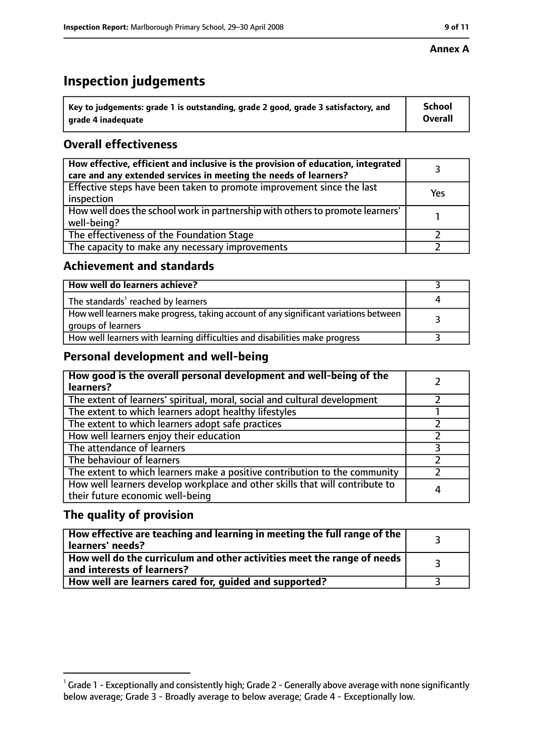**Annex A**

# Inspection judgements

| Key to judgements: grade 1 is outstanding, grade 2 good, grade 3 satisfactory, and grade 4 inadequate | School Overall |
|---|---|

## Overall effectiveness

| | |
|---|---|
| How effective, efficient and inclusive is the provision of education, integrated care and any extended services in meeting the needs of learners? | 3 |
| Effective steps have been taken to promote improvement since the last inspection | Yes |
| How well does the school work in partnership with others to promote learners' well-being? | 1 |
| The effectiveness of the Foundation Stage | 2 |
| The capacity to make any necessary improvements | 2 |

## Achievement and standards

| | |
|---|---|
| **How well do learners achieve?** | 3 |
| The standards[1] reached by learners | 4 |
| How well learners make progress, taking account of any significant variations between groups of learners | 3 |
| How well learners with learning difficulties and disabilities make progress | 3 |

## Personal development and well-being

| | |
|---|---|
| **How good is the overall personal development and well-being of the learners?** | 2 |
| The extent of learners' spiritual, moral, social and cultural development | 2 |
| The extent to which learners adopt healthy lifestyles | 1 |
| The extent to which learners adopt safe practices | 2 |
| How well learners enjoy their education | 2 |
| The attendance of learners | 3 |
| The behaviour of learners | 2 |
| The extent to which learners make a positive contribution to the community | 2 |
| How well learners develop workplace and other skills that will contribute to their future economic well-being | 4 |

## The quality of provision

| | |
|---|---|
| **How effective are teaching and learning in meeting the full range of the learners' needs?** | 3 |
| **How well do the curriculum and other activities meet the range of needs and interests of learners?** | 3 |
| **How well are learners cared for, guided and supported?** | 3 |

[1] Grade 1 - Exceptionally and consistently high; Grade 2 - Generally above average with none significantly below average; Grade 3 - Broadly average to below average; Grade 4 - Exceptionally low.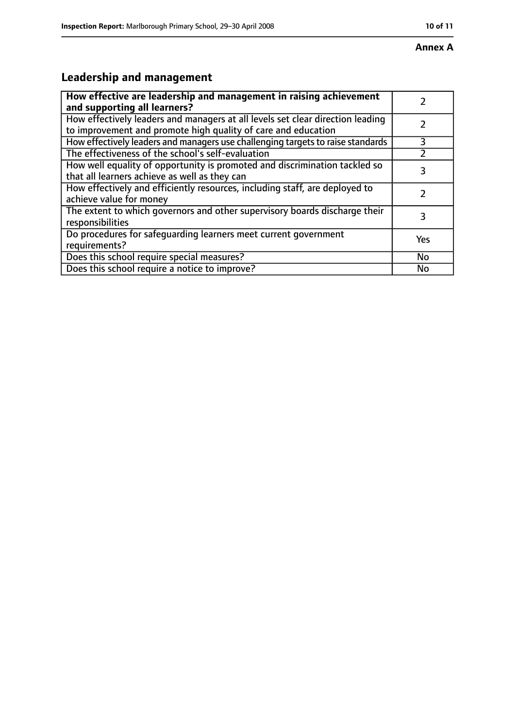**Annex A**

## Leadership and management

| **How effective are leadership and management in raising achievement and supporting all learners?** | 2 |
|---|---|
| How effectively leaders and managers at all levels set clear direction leading to improvement and promote high quality of care and education | 2 |
| How effectively leaders and managers use challenging targets to raise standards | 3 |
| The effectiveness of the school's self-evaluation | 2 |
| How well equality of opportunity is promoted and discrimination tackled so that all learners achieve as well as they can | 3 |
| How effectively and efficiently resources, including staff, are deployed to achieve value for money | 2 |
| The extent to which governors and other supervisory boards discharge their responsibilities | 3 |
| Do procedures for safeguarding learners meet current government requirements? | Yes |
| Does this school require special measures? | No |
| Does this school require a notice to improve? | No |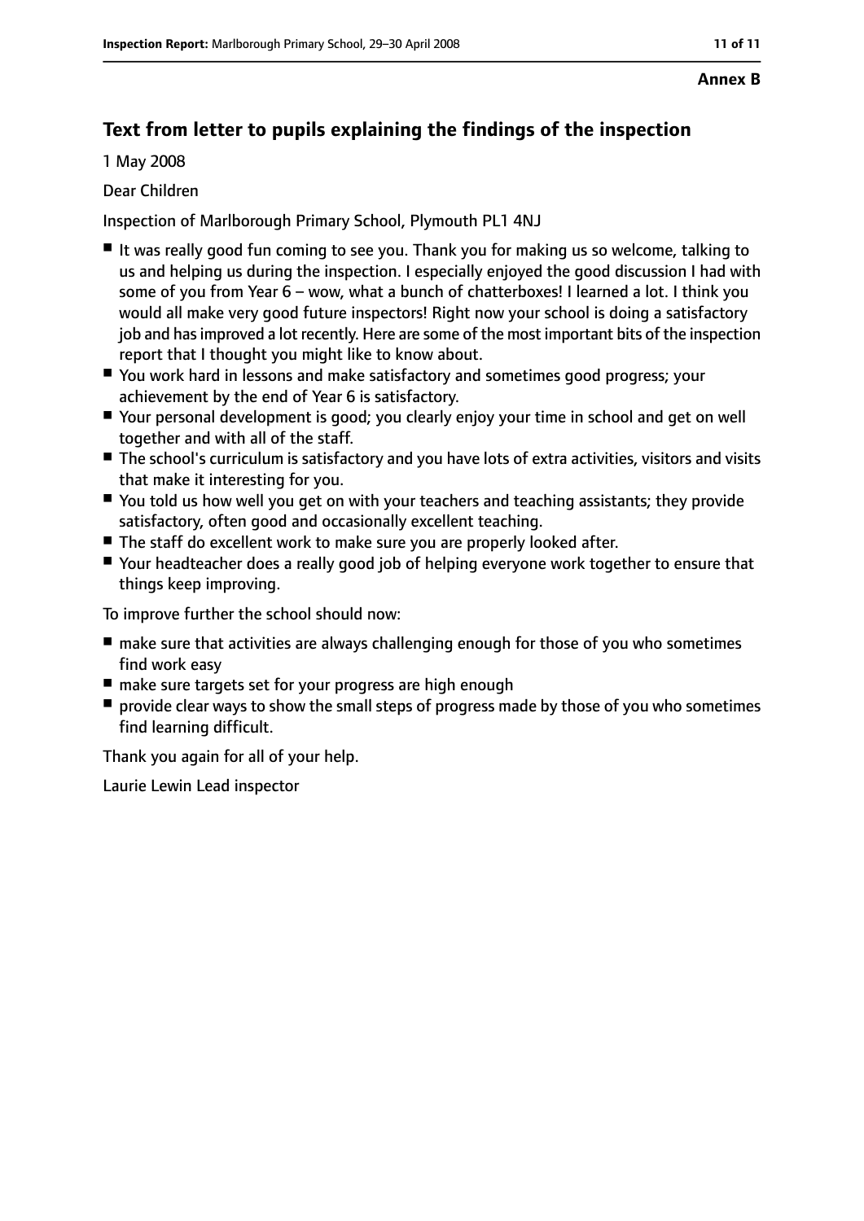**Annex B**

## Text from letter to pupils explaining the findings of the inspection

1 May 2008

Dear Children

Inspection of Marlborough Primary School, Plymouth PL1 4NJ

- It was really good fun coming to see you. Thank you for making us so welcome, talking to us and helping us during the inspection. I especially enjoyed the good discussion I had with some of you from Year 6 – wow, what a bunch of chatterboxes! I learned a lot. I think you would all make very good future inspectors! Right now your school is doing a satisfactory job and has improved a lot recently. Here are some of the most important bits of the inspection report that I thought you might like to know about.
- You work hard in lessons and make satisfactory and sometimes good progress; your achievement by the end of Year 6 is satisfactory.
- Your personal development is good; you clearly enjoy your time in school and get on well together and with all of the staff.
- The school's curriculum is satisfactory and you have lots of extra activities, visitors and visits that make it interesting for you.
- You told us how well you get on with your teachers and teaching assistants; they provide satisfactory, often good and occasionally excellent teaching.
- The staff do excellent work to make sure you are properly looked after.
- Your headteacher does a really good job of helping everyone work together to ensure that things keep improving.

To improve further the school should now:

- make sure that activities are always challenging enough for those of you who sometimes find work easy
- make sure targets set for your progress are high enough
- provide clear ways to show the small steps of progress made by those of you who sometimes find learning difficult.

Thank you again for all of your help.

Laurie Lewin Lead inspector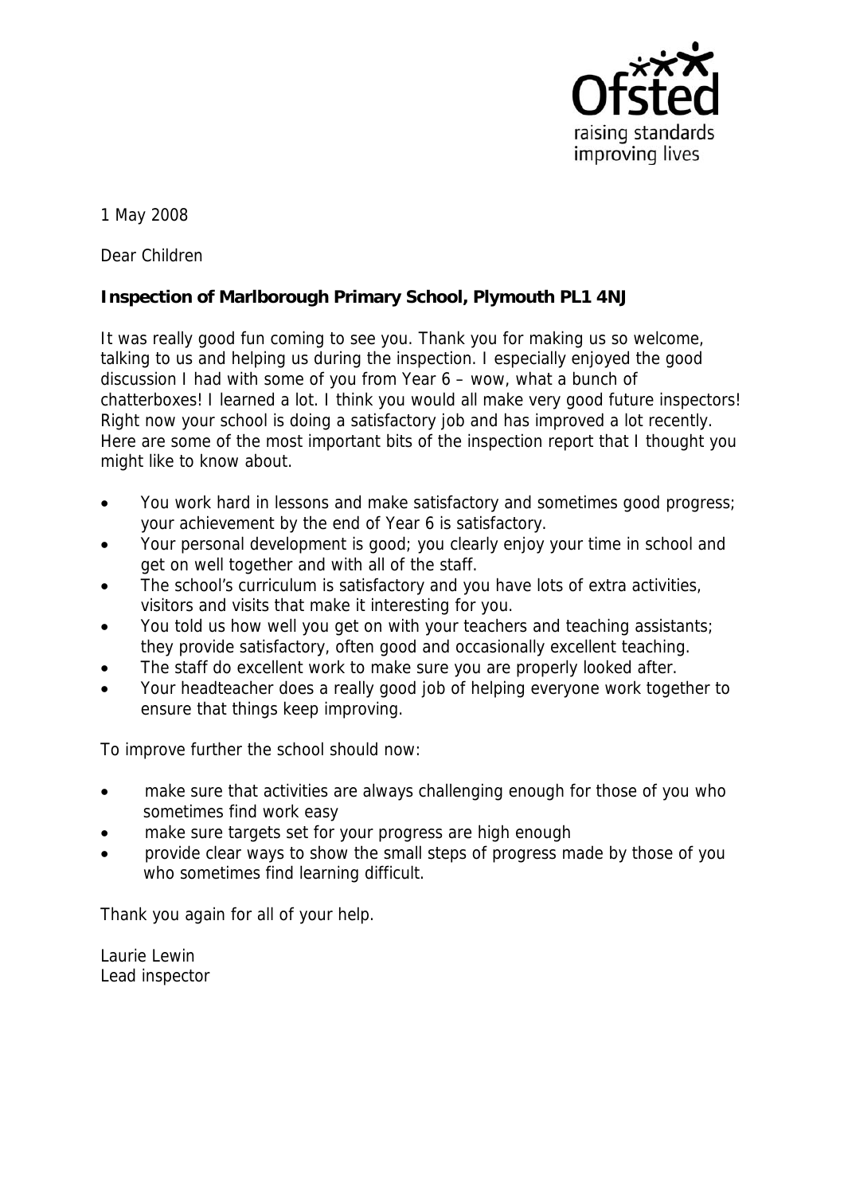1 May 2008

Dear Children

**Inspection of Marlborough Primary School, Plymouth PL1 4NJ**

It was really good fun coming to see you. Thank you for making us so welcome, talking to us and helping us during the inspection. I especially enjoyed the good discussion I had with some of you from Year 6 – wow, what a bunch of chatterboxes! I learned a lot. I think you would all make very good future inspectors! Right now your school is doing a satisfactory job and has improved a lot recently. Here are some of the most important bits of the inspection report that I thought you might like to know about.

- You work hard in lessons and make satisfactory and sometimes good progress; your achievement by the end of Year 6 is satisfactory.
- Your personal development is good; you clearly enjoy your time in school and get on well together and with all of the staff.
- The school's curriculum is satisfactory and you have lots of extra activities, visitors and visits that make it interesting for you.
- You told us how well you get on with your teachers and teaching assistants; they provide satisfactory, often good and occasionally excellent teaching.
- The staff do excellent work to make sure you are properly looked after.
- Your headteacher does a really good job of helping everyone work together to ensure that things keep improving.

To improve further the school should now:

- make sure that activities are always challenging enough for those of you who sometimes find work easy
- make sure targets set for your progress are high enough
- provide clear ways to show the small steps of progress made by those of you who sometimes find learning difficult.

Thank you again for all of your help.

Laurie Lewin
Lead inspector